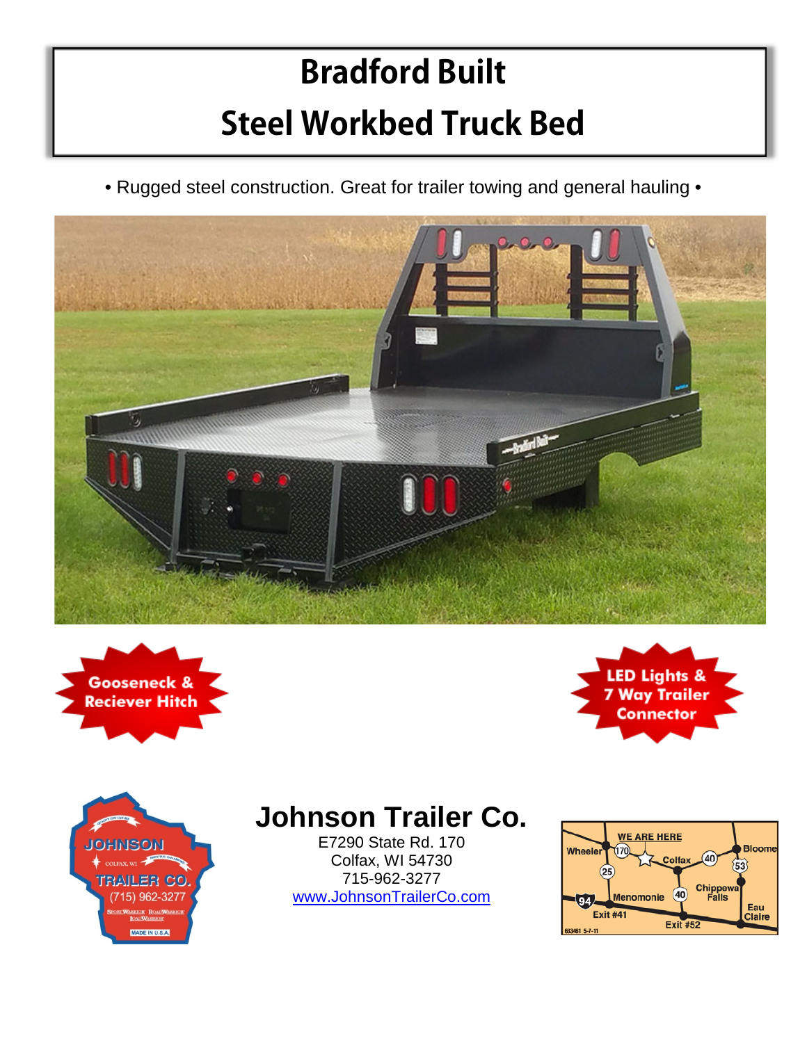# Bradford Built

# Steel Workbed Truck Bed

• Rugged steel construction. Great for trailer towing and general hauling •

**Gooseneck & Reciever Hitch**

**LED Lights & 7 Way Trailer Connector**

## Johnson Trailer Co.

E7290 State Rd. 170
Colfax, WI 54730
715-962-3277
[www.JohnsonTrailerCo.com](http://www.JohnsonTrailerCo.com)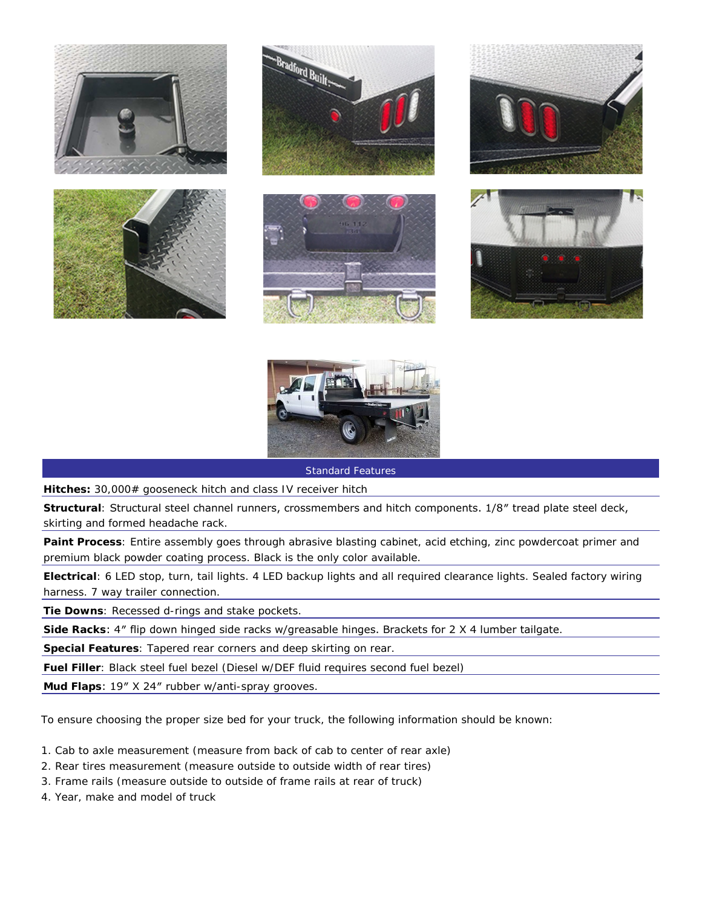## Standard Features

**Hitches:** 30,000# gooseneck hitch and class IV receiver hitch

**Structural**: Structural steel channel runners, crossmembers and hitch components. 1/8” tread plate steel deck, skirting and formed headache rack.

**Paint Process**: Entire assembly goes through abrasive blasting cabinet, acid etching, zinc powdercoat primer and premium black powder coating process. Black is the only color available.

**Electrical**: 6 LED stop, turn, tail lights. 4 LED backup lights and all required clearance lights. Sealed factory wiring harness. 7 way trailer connection.

**Tie Downs**: Recessed d-rings and stake pockets.

**Side Racks**: 4” flip down hinged side racks w/greasable hinges. Brackets for 2 X 4 lumber tailgate.

**Special Features**: Tapered rear corners and deep skirting on rear.

**Fuel Filler**: Black steel fuel bezel (Diesel w/DEF fluid requires second fuel bezel)

**Mud Flaps**: 19” X 24” rubber w/anti-spray grooves.

To ensure choosing the proper size bed for your truck, the following information should be known:

1. Cab to axle measurement (measure from back of cab to center of rear axle)
2. Rear tires measurement (measure outside to outside width of rear tires)
3. Frame rails (measure outside to outside of frame rails at rear of truck)
4. Year, make and model of truck